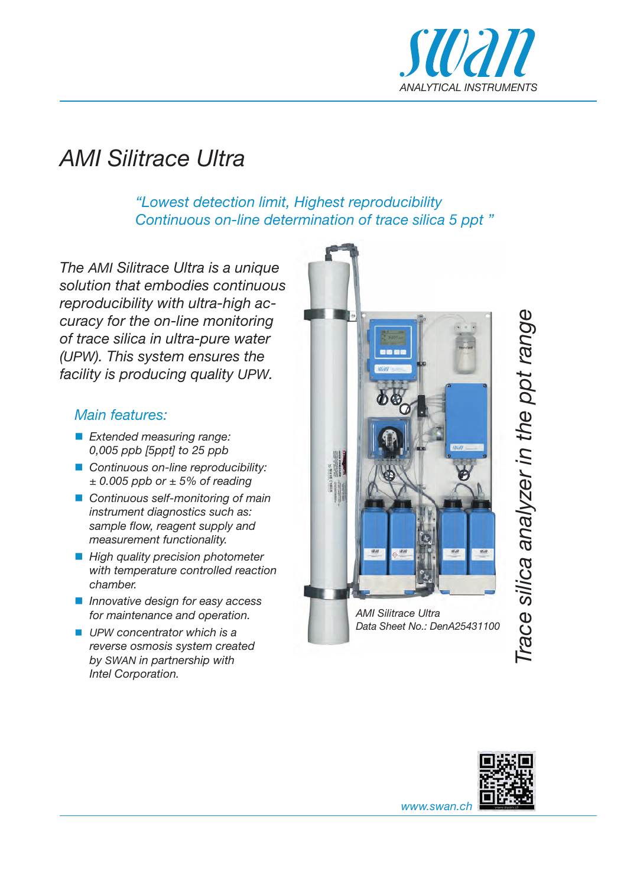# AMI Silitrace Ultra

*"Lowest detection limit, Highest reproducibility*
*Continuous on-line determination of trace silica 5 ppt "*

*The AMI Silitrace Ultra is a unique solution that embodies continuous reproducibility with ultra-high accuracy for the on-line monitoring of trace silica in ultra-pure water (UPW). This system ensures the facility is producing quality UPW.*

## *Main features:*

- *Extended measuring range: 0,005 ppb [5ppt] to 25 ppb*
- *Continuous on-line reproducibility: ± 0.005 ppb or ± 5% of reading*
- *Continuous self-monitoring of main instrument diagnostics such as: sample flow, reagent supply and measurement functionality.*
- *High quality precision photometer with temperature controlled reaction chamber.*
- *Innovative design for easy access for maintenance and operation.*
- *UPW concentrator which is a reverse osmosis system created by SWAN in partnership with Intel Corporation.*

*AMI Silitrace Ultra*
*Data Sheet No.: DenA25431100*

*Trace silica analyzer in the ppt range*

*www.swan.ch*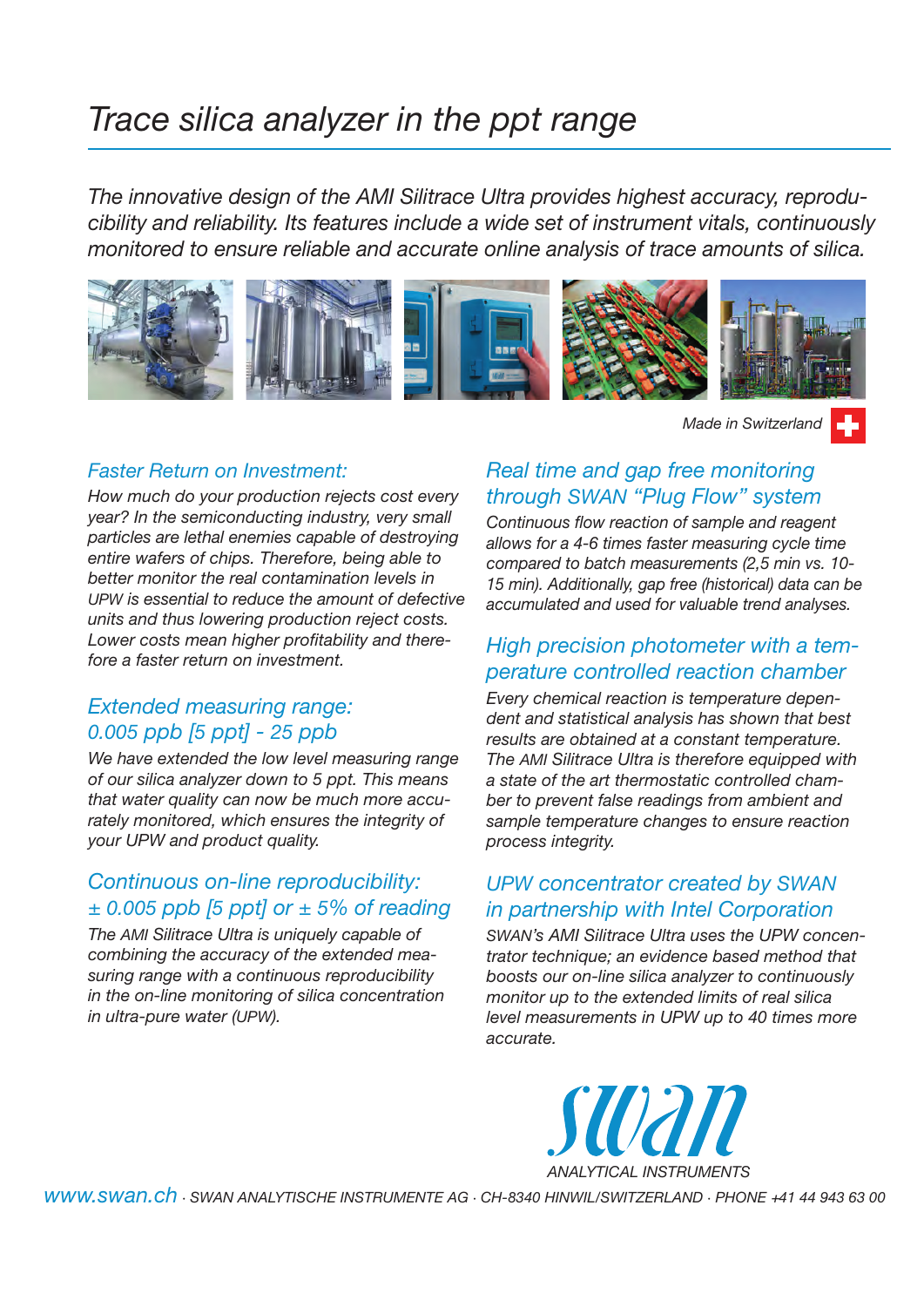# *Trace silica analyzer in the ppt range*

*The innovative design of the AMI Silitrace Ultra provides highest accuracy, reproducibility and reliability. Its features include a wide set of instrument vitals, continuously monitored to ensure reliable and accurate online analysis of trace amounts of silica.*

*Made in Switzerland*

## *Faster Return on Investment:*

*How much do your production rejects cost every year? In the semiconducting industry, very small particles are lethal enemies capable of destroying entire wafers of chips. Therefore, being able to better monitor the real contamination levels in UPW is essential to reduce the amount of defective units and thus lowering production reject costs. Lower costs mean higher profitability and therefore a faster return on investment.*

## *Extended measuring range: 0.005 ppb [5 ppt] - 25 ppb*

*We have extended the low level measuring range of our silica analyzer down to 5 ppt. This means that water quality can now be much more accurately monitored, which ensures the integrity of your UPW and product quality.*

## *Continuous on-line reproducibility: ± 0.005 ppb [5 ppt] or ± 5% of reading*

*The AMI Silitrace Ultra is uniquely capable of combining the accuracy of the extended measuring range with a continuous reproducibility in the on-line monitoring of silica concentration in ultra-pure water (UPW).*

## *Real time and gap free monitoring through SWAN "Plug Flow" system*

*Continuous flow reaction of sample and reagent allows for a 4-6 times faster measuring cycle time compared to batch measurements (2,5 min vs. 10-15 min). Additionally, gap free (historical) data can be accumulated and used for valuable trend analyses.*

## *High precision photometer with a temperature controlled reaction chamber*

*Every chemical reaction is temperature dependent and statistical analysis has shown that best results are obtained at a constant temperature. The AMI Silitrace Ultra is therefore equipped with a state of the art thermostatic controlled chamber to prevent false readings from ambient and sample temperature changes to ensure reaction process integrity.*

## *UPW concentrator created by SWAN in partnership with Intel Corporation*

*SWAN's AMI Silitrace Ultra uses the UPW concentrator technique; an evidence based method that boosts our on-line silica analyzer to continuously monitor up to the extended limits of real silica level measurements in UPW up to 40 times more accurate.*

swan
ANALYTICAL INSTRUMENTS

*www.swan.ch · SWAN ANALYTISCHE INSTRUMENTE AG · CH-8340 HINWIL/SWITZERLAND · PHONE +41 44 943 63 00*